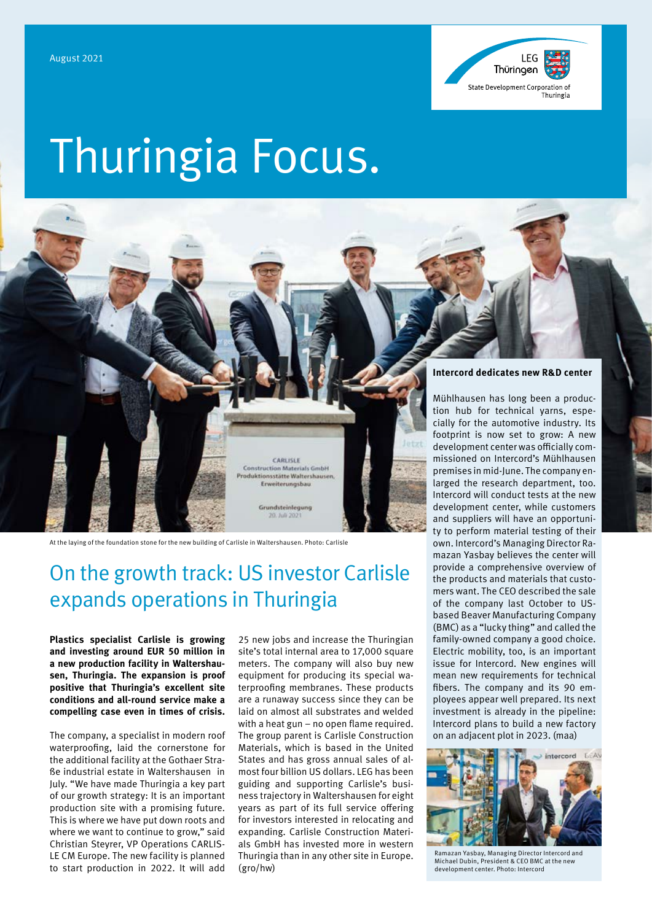August 2021

LEG Thüringen
State Development Corporation of Thuringia

# Thuringia Focus.

At the laying of the foundation stone for the new building of Carlisle in Waltershausen. Photo: Carlisle

## On the growth track: US investor Carlisle expands operations in Thuringia

**Plastics specialist Carlisle is growing and investing around EUR 50 million in a new production facility in Waltershausen, Thuringia. The expansion is proof positive that Thuringia's excellent site conditions and all-round service make a compelling case even in times of crisis.**

The company, a specialist in modern roof waterproofing, laid the cornerstone for the additional facility at the Gothaer Straße industrial estate in Waltershausen in July. "We have made Thuringia a key part of our growth strategy: It is an important production site with a promising future. This is where we have put down roots and where we want to continue to grow," said Christian Steyrer, VP Operations CARLISLE CM Europe. The new facility is planned to start production in 2022. It will add 25 new jobs and increase the Thuringian site's total internal area to 17,000 square meters. The company will also buy new equipment for producing its special waterproofing membranes. These products are a runaway success since they can be laid on almost all substrates and welded with a heat gun – no open flame required. The group parent is Carlisle Construction Materials, which is based in the United States and has gross annual sales of almost four billion US dollars. LEG has been guiding and supporting Carlisle's business trajectory in Waltershausen for eight years as part of its full service offering for investors interested in relocating and expanding. Carlisle Construction Materials GmbH has invested more in western Thuringia than in any other site in Europe. (gro/hw)

### Intercord dedicates new R&D center

Mühlhausen has long been a production hub for technical yarns, especially for the automotive industry. Its footprint is now set to grow: A new development center was officially commissioned on Intercord's Mühlhausen premises in mid-June. The company enlarged the research department, too. Intercord will conduct tests at the new development center, while customers and suppliers will have an opportunity to perform material testing of their own. Intercord's Managing Director Ramazan Yasbay believes the center will provide a comprehensive overview of the products and materials that customers want. The CEO described the sale of the company last October to US-based Beaver Manufacturing Company (BMC) as a "lucky thing" and called the family-owned company a good choice. Electric mobility, too, is an important issue for Intercord. New engines will mean new requirements for technical fibers. The company and its 90 employees appear well prepared. Its next investment is already in the pipeline: Intercord plans to build a new factory on an adjacent plot in 2023. (maa)

Ramazan Yasbay, Managing Director Intercord and Michael Dubin, President & CEO BMC at the new development center. Photo: Intercord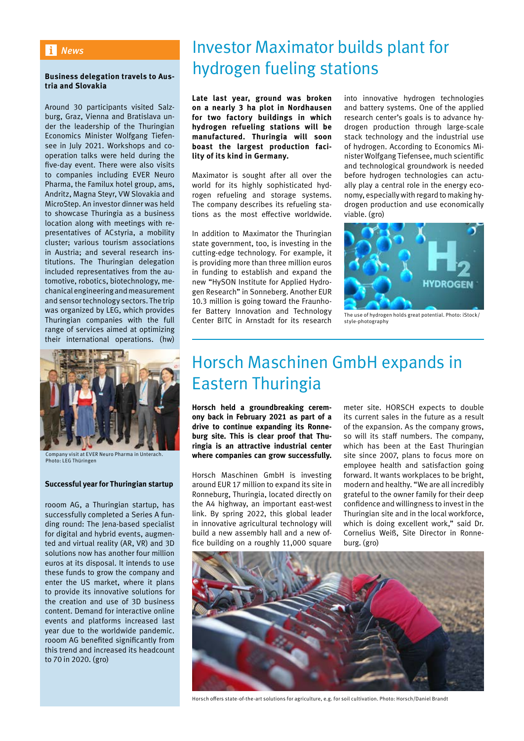## News

### Business delegation travels to Austria and Slovakia

Around 30 participants visited Salzburg, Graz, Vienna and Bratislava under the leadership of the Thuringian Economics Minister Wolfgang Tiefensee in July 2021. Workshops and cooperation talks were held during the five-day event. There were also visits to companies including EVER Neuro Pharma, the Familux hotel group, ams, Andritz, Magna Steyr, VW Slovakia and MicroStep. An investor dinner was held to showcase Thuringia as a business location along with meetings with representatives of ACstyria, a mobility cluster; various tourism associations in Austria; and several research institutions. The Thuringian delegation included representatives from the automotive, robotics, biotechnology, mechanical engineering and measurement and sensor technology sectors. The trip was organized by LEG, which provides Thuringian companies with the full range of services aimed at optimizing their international operations. (hw)

Company visit at EVER Neuro Pharma in Unterach. Photo: LEG Thüringen

### Successful year for Thuringian startup

rooom AG, a Thuringian startup, has successfully completed a Series A funding round: The Jena-based specialist for digital and hybrid events, augmented and virtual reality (AR, VR) and 3D solutions now has another four million euros at its disposal. It intends to use these funds to grow the company and enter the US market, where it plans to provide its innovative solutions for the creation and use of 3D business content. Demand for interactive online events and platforms increased last year due to the worldwide pandemic. rooom AG benefited significantly from this trend and increased its headcount to 70 in 2020. (gro)

# Investor Maximator builds plant for hydrogen fueling stations

**Late last year, ground was broken on a nearly 3 ha plot in Nordhausen for two factory buildings in which hydrogen refueling stations will be manufactured. Thuringia will soon boast the largest production facility of its kind in Germany.**

Maximator is sought after all over the world for its highly sophisticated hydrogen refueling and storage systems. The company describes its refueling stations as the most effective worldwide.

In addition to Maximator the Thuringian state government, too, is investing in the cutting-edge technology. For example, it is providing more than three million euros in funding to establish and expand the new "HySON Institute for Applied Hydrogen Research" in Sonneberg. Another EUR 10.3 million is going toward the Fraunhofer Battery Innovation and Technology Center BITC in Arnstadt for its research into innovative hydrogen technologies and battery systems. One of the applied research center's goals is to advance hydrogen production through large-scale stack technology and the industrial use of hydrogen. According to Economics Minister Wolfgang Tiefensee, much scientific and technological groundwork is needed before hydrogen technologies can actually play a central role in the energy economy, especially with regard to making hydrogen production and use economically viable. (gro)

The use of hydrogen holds great potential. Photo: iStock/style-photography

# Horsch Maschinen GmbH expands in Eastern Thuringia

**Horsch held a groundbreaking ceremony back in February 2021 as part of a drive to continue expanding its Ronneburg site. This is clear proof that Thuringia is an attractive industrial center where companies can grow successfully.**

Horsch Maschinen GmbH is investing around EUR 17 million to expand its site in Ronneburg, Thuringia, located directly on the A4 highway, an important east-west link. By spring 2022, this global leader in innovative agricultural technology will build a new assembly hall and a new office building on a roughly 11,000 square meter site. HORSCH expects to double its current sales in the future as a result of the expansion. As the company grows, so will its staff numbers. The company, which has been at the East Thuringian site since 2007, plans to focus more on employee health and satisfaction going forward. It wants workplaces to be bright, modern and healthy. "We are all incredibly grateful to the owner family for their deep confidence and willingness to invest in the Thuringian site and in the local workforce, which is doing excellent work," said Dr. Cornelius Weiß, Site Director in Ronneburg. (gro)

Horsch offers state-of-the-art solutions for agriculture, e.g. for soil cultivation. Photo: Horsch/Daniel Brandt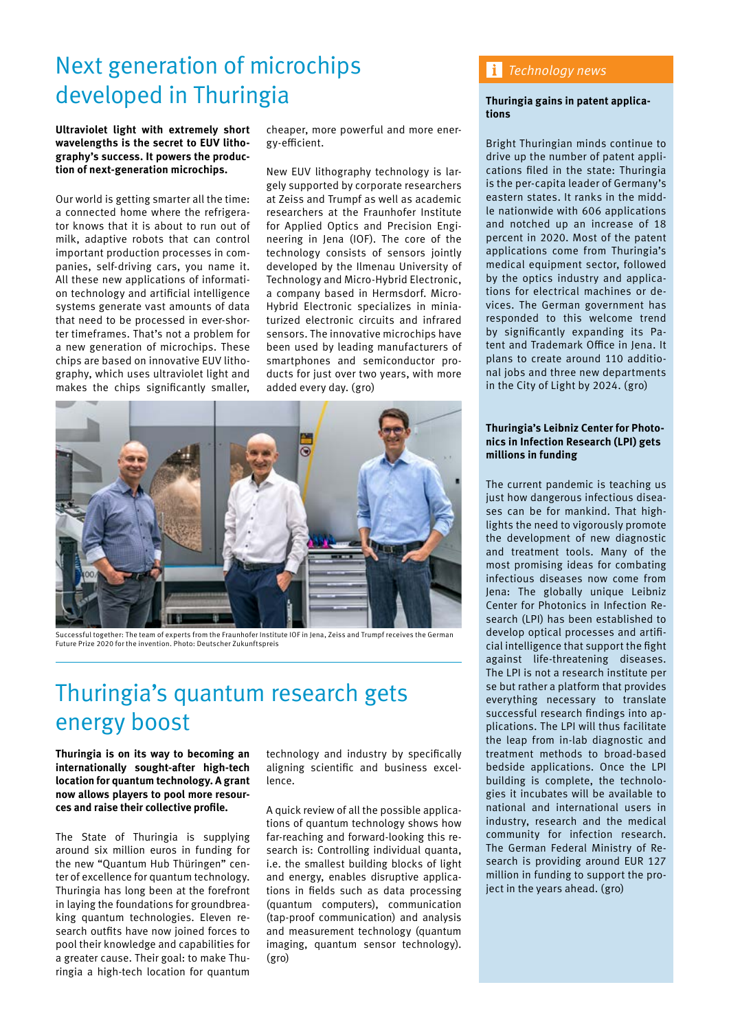# Next generation of microchips developed in Thuringia

**Ultraviolet light with extremely short wavelengths is the secret to EUV lithography's success. It powers the production of next-generation microchips.**

Our world is getting smarter all the time: a connected home where the refrigerator knows that it is about to run out of milk, adaptive robots that can control important production processes in companies, self-driving cars, you name it. All these new applications of information technology and artificial intelligence systems generate vast amounts of data that need to be processed in ever-shorter timeframes. That's not a problem for a new generation of microchips. These chips are based on innovative EUV lithography, which uses ultraviolet light and makes the chips significantly smaller, cheaper, more powerful and more energy-efficient.

New EUV lithography technology is largely supported by corporate researchers at Zeiss and Trumpf as well as academic researchers at the Fraunhofer Institute for Applied Optics and Precision Engineering in Jena (IOF). The core of the technology consists of sensors jointly developed by the Ilmenau University of Technology and Micro-Hybrid Electronic, a company based in Hermsdorf. Micro-Hybrid Electronic specializes in miniaturized electronic circuits and infrared sensors. The innovative microchips have been used by leading manufacturers of smartphones and semiconductor products for just over two years, with more added every day. (gro)

Successful together: The team of experts from the Fraunhofer Institute IOF in Jena, Zeiss and Trumpf receives the German Future Prize 2020 for the invention. Photo: Deutscher Zukunftspreis

# Thuringia's quantum research gets energy boost

**Thuringia is on its way to becoming an internationally sought-after high-tech location for quantum technology. A grant now allows players to pool more resources and raise their collective profile.**

The State of Thuringia is supplying around six million euros in funding for the new "Quantum Hub Thüringen" center of excellence for quantum technology. Thuringia has long been at the forefront in laying the foundations for groundbreaking quantum technologies. Eleven research outfits have now joined forces to pool their knowledge and capabilities for a greater cause. Their goal: to make Thuringia a high-tech location for quantum technology and industry by specifically aligning scientific and business excellence.

A quick review of all the possible applications of quantum technology shows how far-reaching and forward-looking this research is: Controlling individual quanta, i.e. the smallest building blocks of light and energy, enables disruptive applications in fields such as data processing (quantum computers), communication (tap-proof communication) and analysis and measurement technology (quantum imaging, quantum sensor technology). (gro)

## *Technology news*

### Thuringia gains in patent applications

Bright Thuringian minds continue to drive up the number of patent applications filed in the state: Thuringia is the per-capita leader of Germany's eastern states. It ranks in the middle nationwide with 606 applications and notched up an increase of 18 percent in 2020. Most of the patent applications come from Thuringia's medical equipment sector, followed by the optics industry and applications for electrical machines or devices. The German government has responded to this welcome trend by significantly expanding its Patent and Trademark Office in Jena. It plans to create around 110 additional jobs and three new departments in the City of Light by 2024. (gro)

### Thuringia's Leibniz Center for Photonics in Infection Research (LPI) gets millions in funding

The current pandemic is teaching us just how dangerous infectious diseases can be for mankind. That highlights the need to vigorously promote the development of new diagnostic and treatment tools. Many of the most promising ideas for combating infectious diseases now come from Jena: The globally unique Leibniz Center for Photonics in Infection Research (LPI) has been established to develop optical processes and artificial intelligence that support the fight against life-threatening diseases. The LPI is not a research institute per se but rather a platform that provides everything necessary to translate successful research findings into applications. The LPI will thus facilitate the leap from in-lab diagnostic and treatment methods to broad-based bedside applications. Once the LPI building is complete, the technologies it incubates will be available to national and international users in industry, research and the medical community for infection research. The German Federal Ministry of Research is providing around EUR 127 million in funding to support the project in the years ahead. (gro)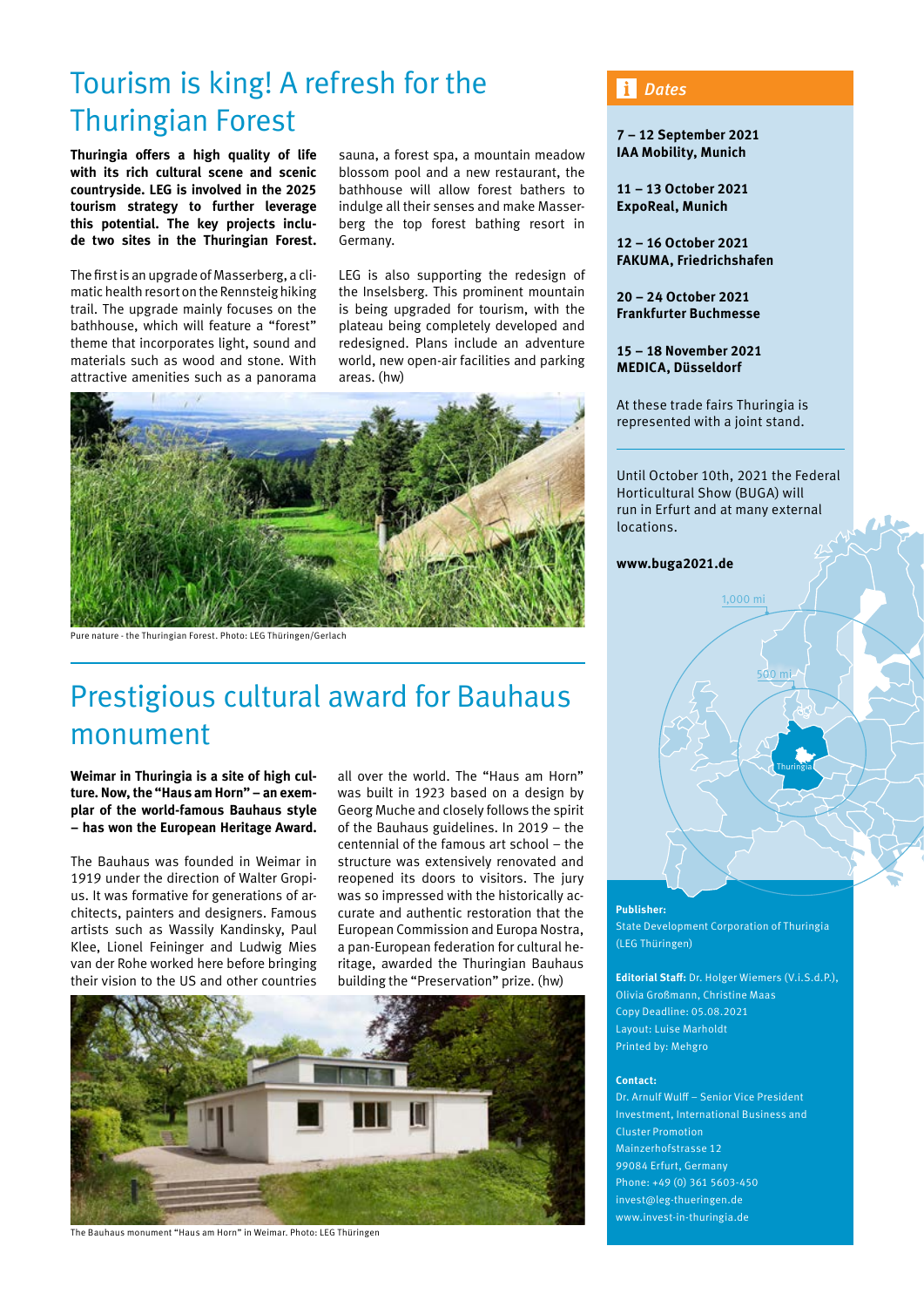# Tourism is king! A refresh for the Thuringian Forest

**Thuringia offers a high quality of life with its rich cultural scene and scenic countryside. LEG is involved in the 2025 tourism strategy to further leverage this potential. The key projects include two sites in the Thuringian Forest.**

The first is an upgrade of Masserberg, a climatic health resort on the Rennsteig hiking trail. The upgrade mainly focuses on the bathhouse, which will feature a "forest" theme that incorporates light, sound and materials such as wood and stone. With attractive amenities such as a panorama sauna, a forest spa, a mountain meadow blossom pool and a new restaurant, the bathhouse will allow forest bathers to indulge all their senses and make Masserberg the top forest bathing resort in Germany.

LEG is also supporting the redesign of the Inselsberg. This prominent mountain is being upgraded for tourism, with the plateau being completely developed and redesigned. Plans include an adventure world, new open-air facilities and parking areas. (hw)

Pure nature - the Thuringian Forest. Photo: LEG Thüringen/Gerlach

# Prestigious cultural award for Bauhaus monument

**Weimar in Thuringia is a site of high culture. Now, the "Haus am Horn" – an exemplar of the world-famous Bauhaus style – has won the European Heritage Award.**

The Bauhaus was founded in Weimar in 1919 under the direction of Walter Gropius. It was formative for generations of architects, painters and designers. Famous artists such as Wassily Kandinsky, Paul Klee, Lionel Feininger and Ludwig Mies van der Rohe worked here before bringing their vision to the US and other countries all over the world. The "Haus am Horn" was built in 1923 based on a design by Georg Muche and closely follows the spirit of the Bauhaus guidelines. In 2019 – the centennial of the famous art school – the structure was extensively renovated and reopened its doors to visitors. The jury was so impressed with the historically accurate and authentic restoration that the European Commission and Europa Nostra, a pan-European federation for cultural heritage, awarded the Thuringian Bauhaus building the "Preservation" prize. (hw)

The Bauhaus monument "Haus am Horn" in Weimar. Photo: LEG Thüringen

## Dates

**7 – 12 September 2021**
**IAA Mobility, Munich**

**11 – 13 October 2021**
**ExpoReal, Munich**

**12 – 16 October 2021**
**FAKUMA, Friedrichshafen**

**20 – 24 October 2021**
**Frankfurter Buchmesse**

**15 – 18 November 2021**
**MEDICA, Düsseldorf**

At these trade fairs Thuringia is represented with a joint stand.

Until October 10th, 2021 the Federal Horticultural Show (BUGA) will run in Erfurt and at many external locations.

**www.buga2021.de**

1,000 mi
500 mi
Thuringia

**Publisher:**
State Development Corporation of Thuringia (LEG Thüringen)

**Editorial Staff:** Dr. Holger Wiemers (V.i.S.d.P.), Olivia Großmann, Christine Maas
Copy Deadline: 05.08.2021
Layout: Luise Marholdt
Printed by: Mehgro

**Contact:**
Dr. Arnulf Wulff – Senior Vice President Investment, International Business and Cluster Promotion
Mainzerhofstrasse 12
99084 Erfurt, Germany
Phone: +49 (0) 361 5603-450
invest@leg-thueringen.de
www.invest-in-thuringia.de